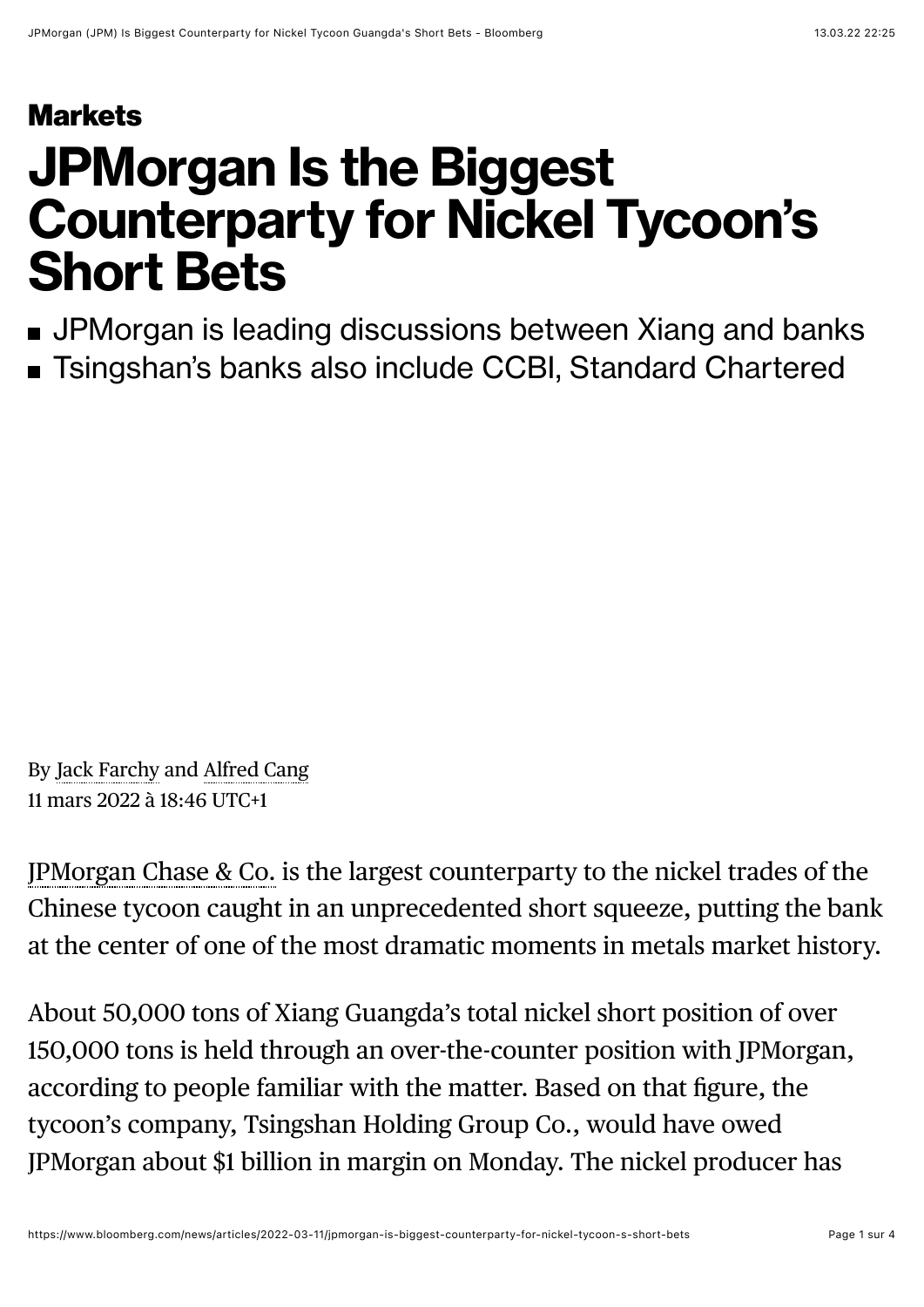**Markets**

# JPMorgan Is the Biggest Counterparty for Nickel Tycoon's Short Bets

- JPMorgan is leading discussions between Xiang and banks
- Tsingshan's banks also include CCBI, Standard Chartered

By Jack Farchy and Alfred Cang
11 mars 2022 à 18:46 UTC+1

JPMorgan Chase & Co. is the largest counterparty to the nickel trades of the Chinese tycoon caught in an unprecedented short squeeze, putting the bank at the center of one of the most dramatic moments in metals market history.

About 50,000 tons of Xiang Guangda's total nickel short position of over 150,000 tons is held through an over-the-counter position with JPMorgan, according to people familiar with the matter. Based on that figure, the tycoon's company, Tsingshan Holding Group Co., would have owed JPMorgan about $1 billion in margin on Monday. The nickel producer has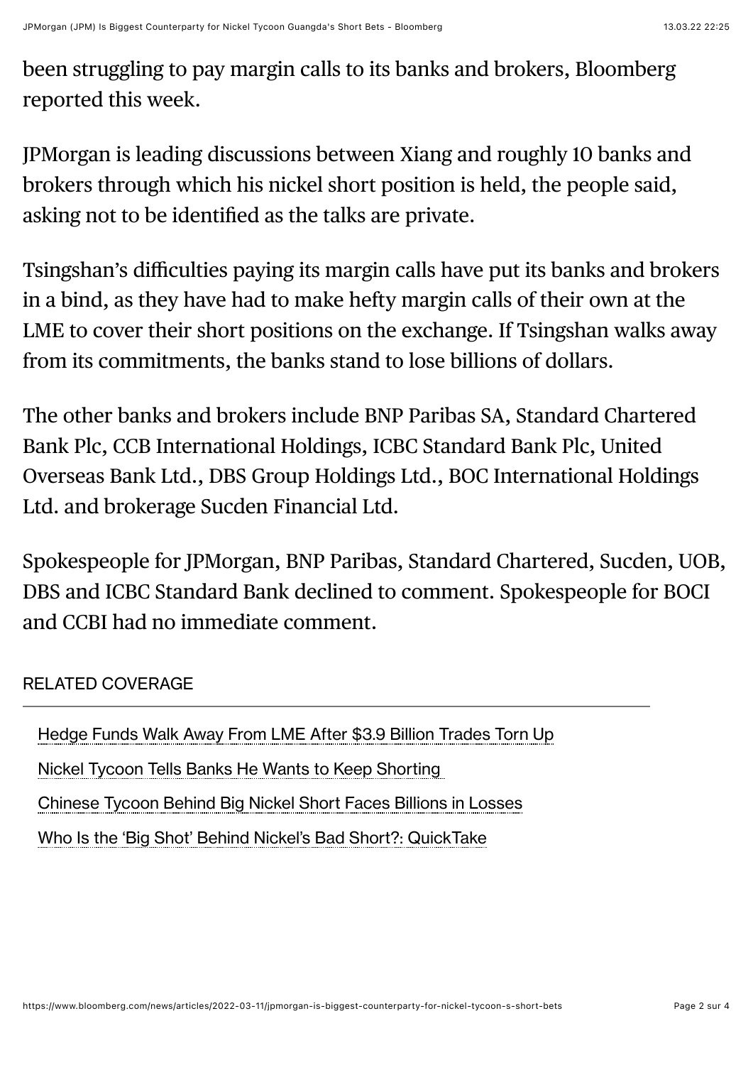been struggling to pay margin calls to its banks and brokers, Bloomberg reported this week.

JPMorgan is leading discussions between Xiang and roughly 10 banks and brokers through which his nickel short position is held, the people said, asking not to be identified as the talks are private.

Tsingshan's difficulties paying its margin calls have put its banks and brokers in a bind, as they have had to make hefty margin calls of their own at the LME to cover their short positions on the exchange. If Tsingshan walks away from its commitments, the banks stand to lose billions of dollars.

The other banks and brokers include BNP Paribas SA, Standard Chartered Bank Plc, CCB International Holdings, ICBC Standard Bank Plc, United Overseas Bank Ltd., DBS Group Holdings Ltd., BOC International Holdings Ltd. and brokerage Sucden Financial Ltd.

Spokespeople for JPMorgan, BNP Paribas, Standard Chartered, Sucden, UOB, DBS and ICBC Standard Bank declined to comment. Spokespeople for BOCI and CCBI had no immediate comment.

RELATED COVERAGE

- Hedge Funds Walk Away From LME After $3.9 Billion Trades Torn Up
- Nickel Tycoon Tells Banks He Wants to Keep Shorting
- Chinese Tycoon Behind Big Nickel Short Faces Billions in Losses
- Who Is the 'Big Shot' Behind Nickel's Bad Short?: QuickTake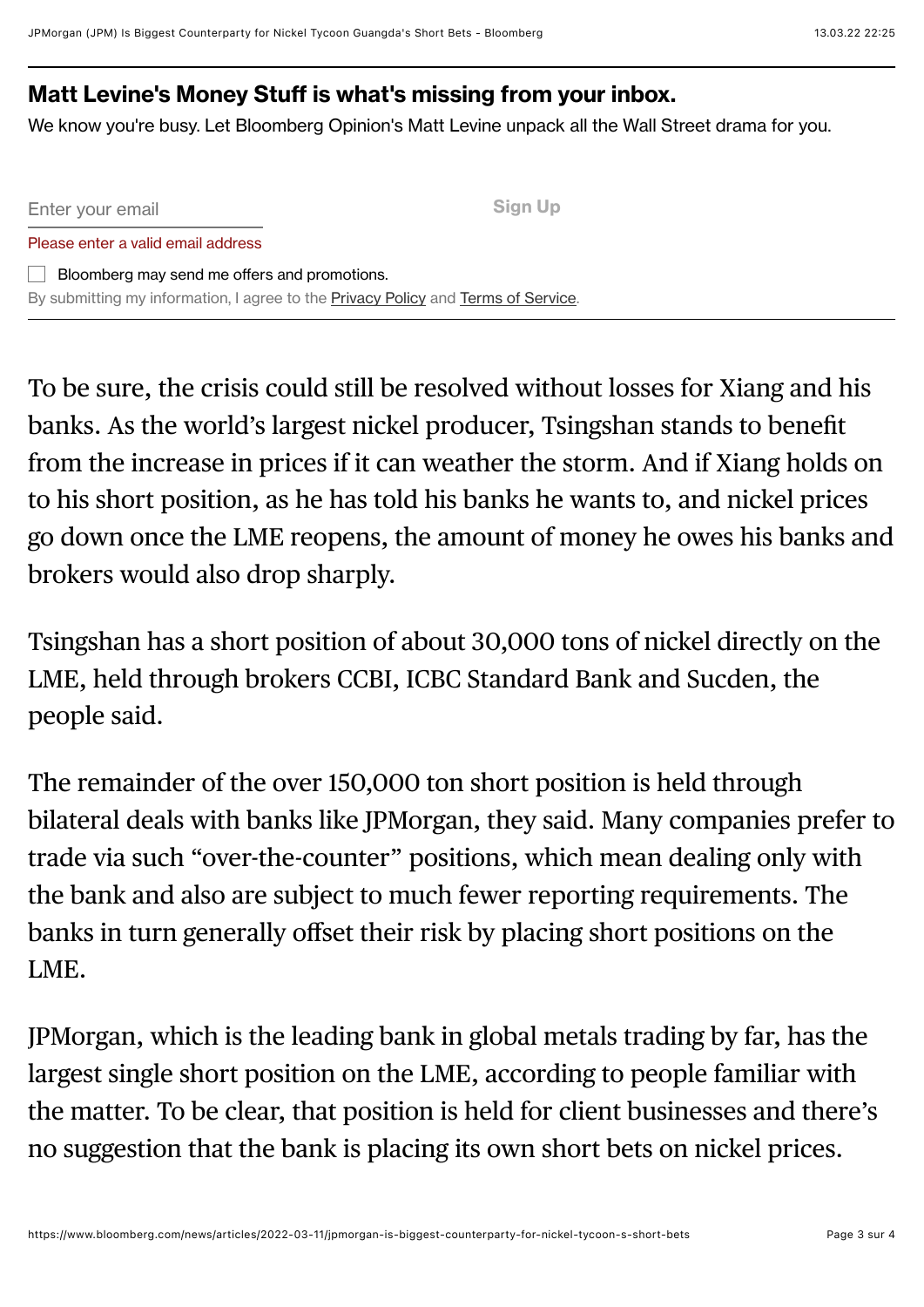**Matt Levine's Money Stuff is what's missing from your inbox.**

We know you're busy. Let Bloomberg Opinion's Matt Levine unpack all the Wall Street drama for you.

Enter your email | Sign Up

Please enter a valid email address

Bloomberg may send me offers and promotions.

By submitting my information, I agree to the Privacy Policy and Terms of Service.

To be sure, the crisis could still be resolved without losses for Xiang and his banks. As the world's largest nickel producer, Tsingshan stands to benefit from the increase in prices if it can weather the storm. And if Xiang holds on to his short position, as he has told his banks he wants to, and nickel prices go down once the LME reopens, the amount of money he owes his banks and brokers would also drop sharply.

Tsingshan has a short position of about 30,000 tons of nickel directly on the LME, held through brokers CCBI, ICBC Standard Bank and Sucden, the people said.

The remainder of the over 150,000 ton short position is held through bilateral deals with banks like JPMorgan, they said. Many companies prefer to trade via such "over-the-counter" positions, which mean dealing only with the bank and also are subject to much fewer reporting requirements. The banks in turn generally offset their risk by placing short positions on the LME.

JPMorgan, which is the leading bank in global metals trading by far, has the largest single short position on the LME, according to people familiar with the matter. To be clear, that position is held for client businesses and there's no suggestion that the bank is placing its own short bets on nickel prices.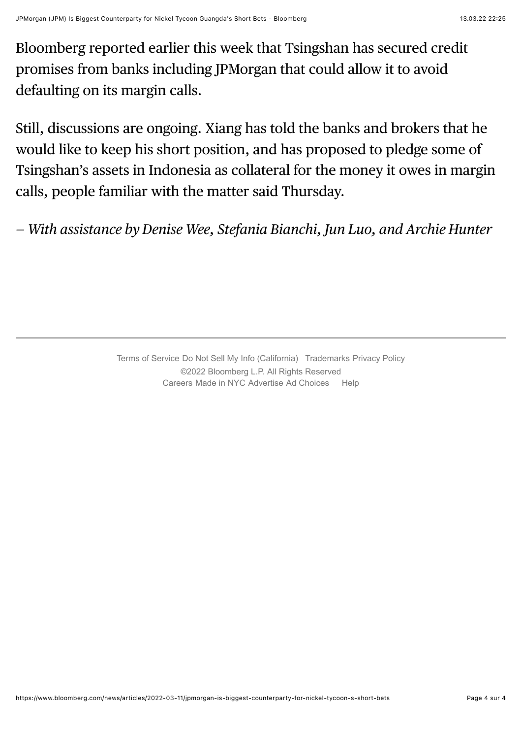Bloomberg reported earlier this week that Tsingshan has secured credit promises from banks including JPMorgan that could allow it to avoid defaulting on its margin calls.

Still, discussions are ongoing. Xiang has told the banks and brokers that he would like to keep his short position, and has proposed to pledge some of Tsingshan's assets in Indonesia as collateral for the money it owes in margin calls, people familiar with the matter said Thursday.

*— With assistance by Denise Wee, Stefania Bianchi, Jun Luo, and Archie Hunter*

---

Terms of Service Do Not Sell My Info (California) Trademarks Privacy Policy
©2022 Bloomberg L.P. All Rights Reserved
Careers Made in NYC Advertise Ad Choices Help